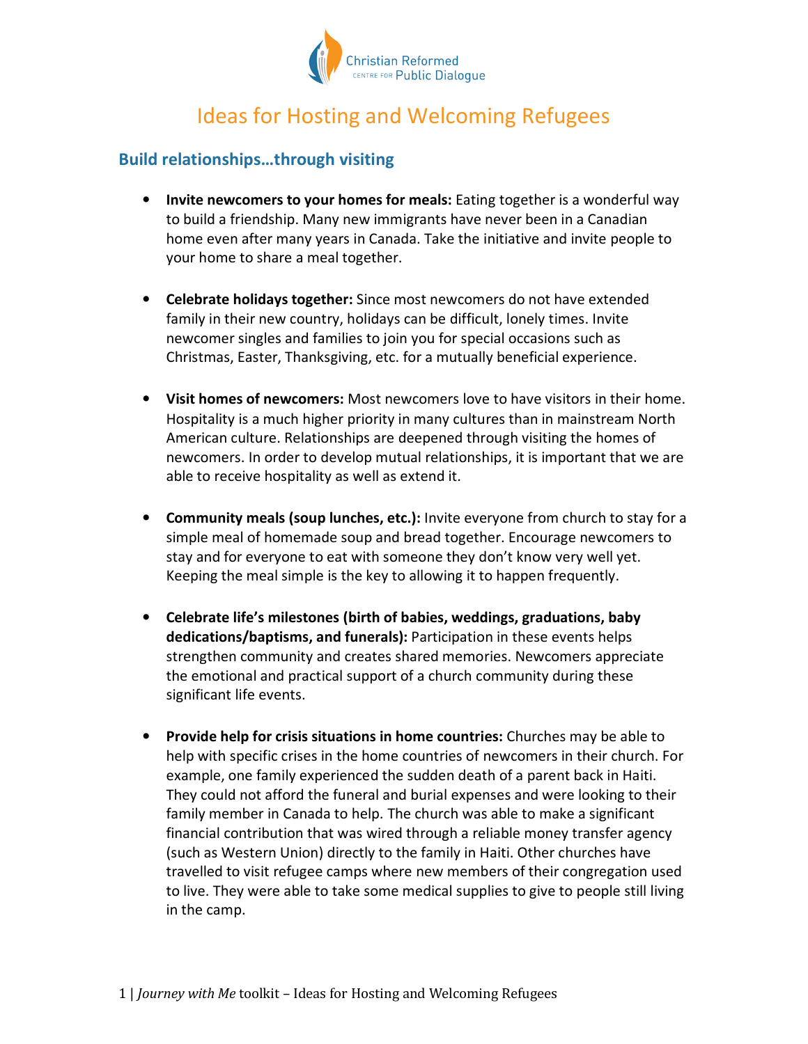# Ideas for Hosting and Welcoming Refugees

## Build relationships…through visiting

- **Invite newcomers to your homes for meals:** Eating together is a wonderful way to build a friendship. Many new immigrants have never been in a Canadian home even after many years in Canada. Take the initiative and invite people to your home to share a meal together.

- **Celebrate holidays together:** Since most newcomers do not have extended family in their new country, holidays can be difficult, lonely times. Invite newcomer singles and families to join you for special occasions such as Christmas, Easter, Thanksgiving, etc. for a mutually beneficial experience.

- **Visit homes of newcomers:** Most newcomers love to have visitors in their home. Hospitality is a much higher priority in many cultures than in mainstream North American culture. Relationships are deepened through visiting the homes of newcomers. In order to develop mutual relationships, it is important that we are able to receive hospitality as well as extend it.

- **Community meals (soup lunches, etc.):** Invite everyone from church to stay for a simple meal of homemade soup and bread together. Encourage newcomers to stay and for everyone to eat with someone they don't know very well yet. Keeping the meal simple is the key to allowing it to happen frequently.

- **Celebrate life's milestones (birth of babies, weddings, graduations, baby dedications/baptisms, and funerals):** Participation in these events helps strengthen community and creates shared memories. Newcomers appreciate the emotional and practical support of a church community during these significant life events.

- **Provide help for crisis situations in home countries:** Churches may be able to help with specific crises in the home countries of newcomers in their church. For example, one family experienced the sudden death of a parent back in Haiti. They could not afford the funeral and burial expenses and were looking to their family member in Canada to help. The church was able to make a significant financial contribution that was wired through a reliable money transfer agency (such as Western Union) directly to the family in Haiti. Other churches have travelled to visit refugee camps where new members of their congregation used to live. They were able to take some medical supplies to give to people still living in the camp.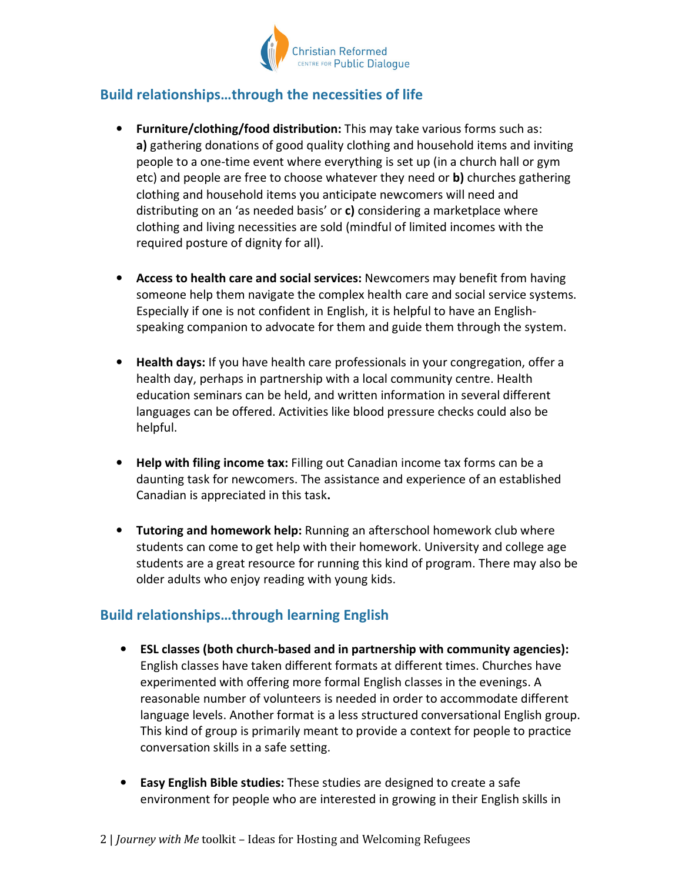## Build relationships…through the necessities of life

- **Furniture/clothing/food distribution:** This may take various forms such as: **a)** gathering donations of good quality clothing and household items and inviting people to a one-time event where everything is set up (in a church hall or gym etc) and people are free to choose whatever they need or **b)** churches gathering clothing and household items you anticipate newcomers will need and distributing on an 'as needed basis' or **c)** considering a marketplace where clothing and living necessities are sold (mindful of limited incomes with the required posture of dignity for all).

- **Access to health care and social services:** Newcomers may benefit from having someone help them navigate the complex health care and social service systems. Especially if one is not confident in English, it is helpful to have an English-speaking companion to advocate for them and guide them through the system.

- **Health days:** If you have health care professionals in your congregation, offer a health day, perhaps in partnership with a local community centre. Health education seminars can be held, and written information in several different languages can be offered. Activities like blood pressure checks could also be helpful.

- **Help with filing income tax:** Filling out Canadian income tax forms can be a daunting task for newcomers. The assistance and experience of an established Canadian is appreciated in this task**.**

- **Tutoring and homework help:** Running an afterschool homework club where students can come to get help with their homework. University and college age students are a great resource for running this kind of program. There may also be older adults who enjoy reading with young kids.

## Build relationships…through learning English

- **ESL classes (both church-based and in partnership with community agencies):** English classes have taken different formats at different times. Churches have experimented with offering more formal English classes in the evenings. A reasonable number of volunteers is needed in order to accommodate different language levels. Another format is a less structured conversational English group. This kind of group is primarily meant to provide a context for people to practice conversation skills in a safe setting.

- **Easy English Bible studies:** These studies are designed to create a safe environment for people who are interested in growing in their English skills in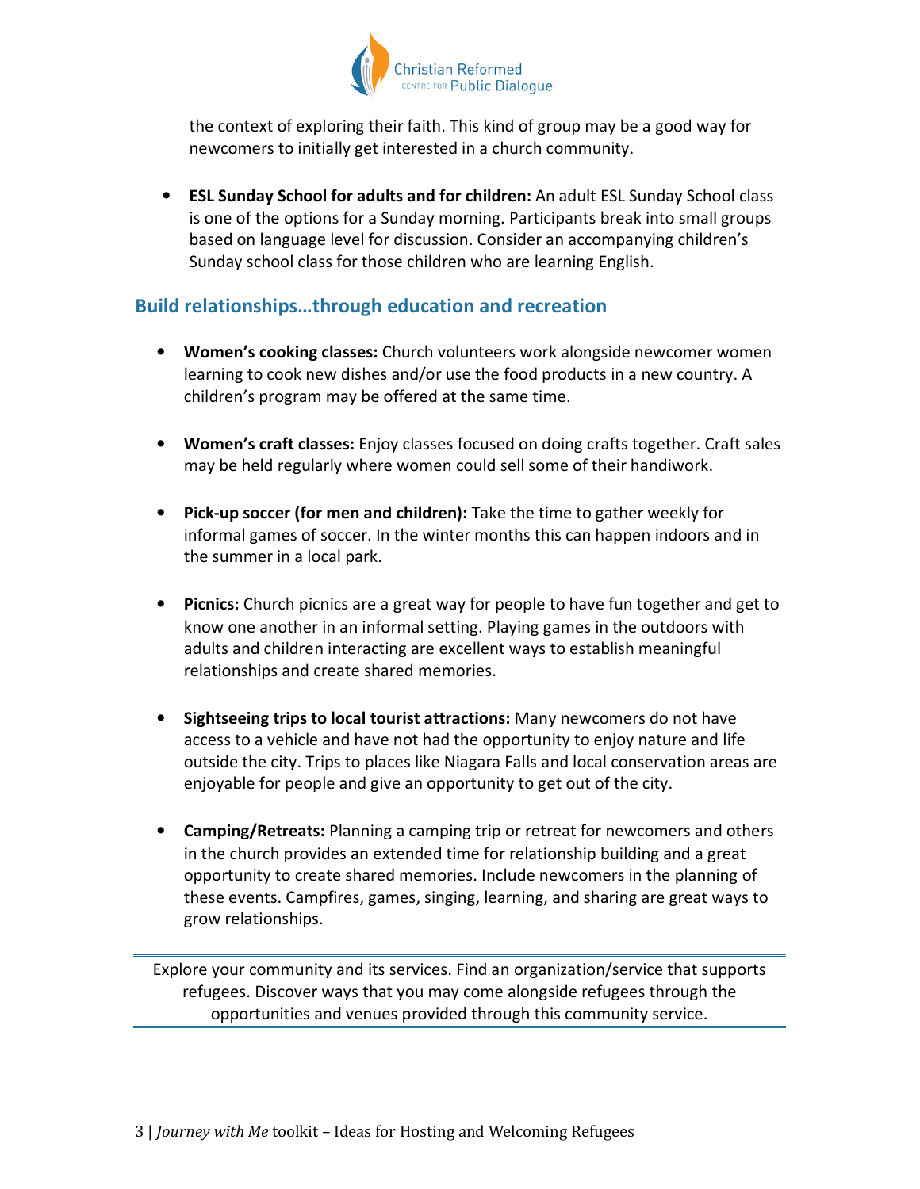the context of exploring their faith. This kind of group may be a good way for newcomers to initially get interested in a church community.

- **ESL Sunday School for adults and for children:** An adult ESL Sunday School class is one of the options for a Sunday morning. Participants break into small groups based on language level for discussion. Consider an accompanying children's Sunday school class for those children who are learning English.

## Build relationships…through education and recreation

- **Women's cooking classes:** Church volunteers work alongside newcomer women learning to cook new dishes and/or use the food products in a new country. A children's program may be offered at the same time.

- **Women's craft classes:** Enjoy classes focused on doing crafts together. Craft sales may be held regularly where women could sell some of their handiwork.

- **Pick-up soccer (for men and children):** Take the time to gather weekly for informal games of soccer. In the winter months this can happen indoors and in the summer in a local park.

- **Picnics:** Church picnics are a great way for people to have fun together and get to know one another in an informal setting. Playing games in the outdoors with adults and children interacting are excellent ways to establish meaningful relationships and create shared memories.

- **Sightseeing trips to local tourist attractions:** Many newcomers do not have access to a vehicle and have not had the opportunity to enjoy nature and life outside the city. Trips to places like Niagara Falls and local conservation areas are enjoyable for people and give an opportunity to get out of the city.

- **Camping/Retreats:** Planning a camping trip or retreat for newcomers and others in the church provides an extended time for relationship building and a great opportunity to create shared memories. Include newcomers in the planning of these events. Campfires, games, singing, learning, and sharing are great ways to grow relationships.

---

Explore your community and its services. Find an organization/service that supports refugees. Discover ways that you may come alongside refugees through the opportunities and venues provided through this community service.

---